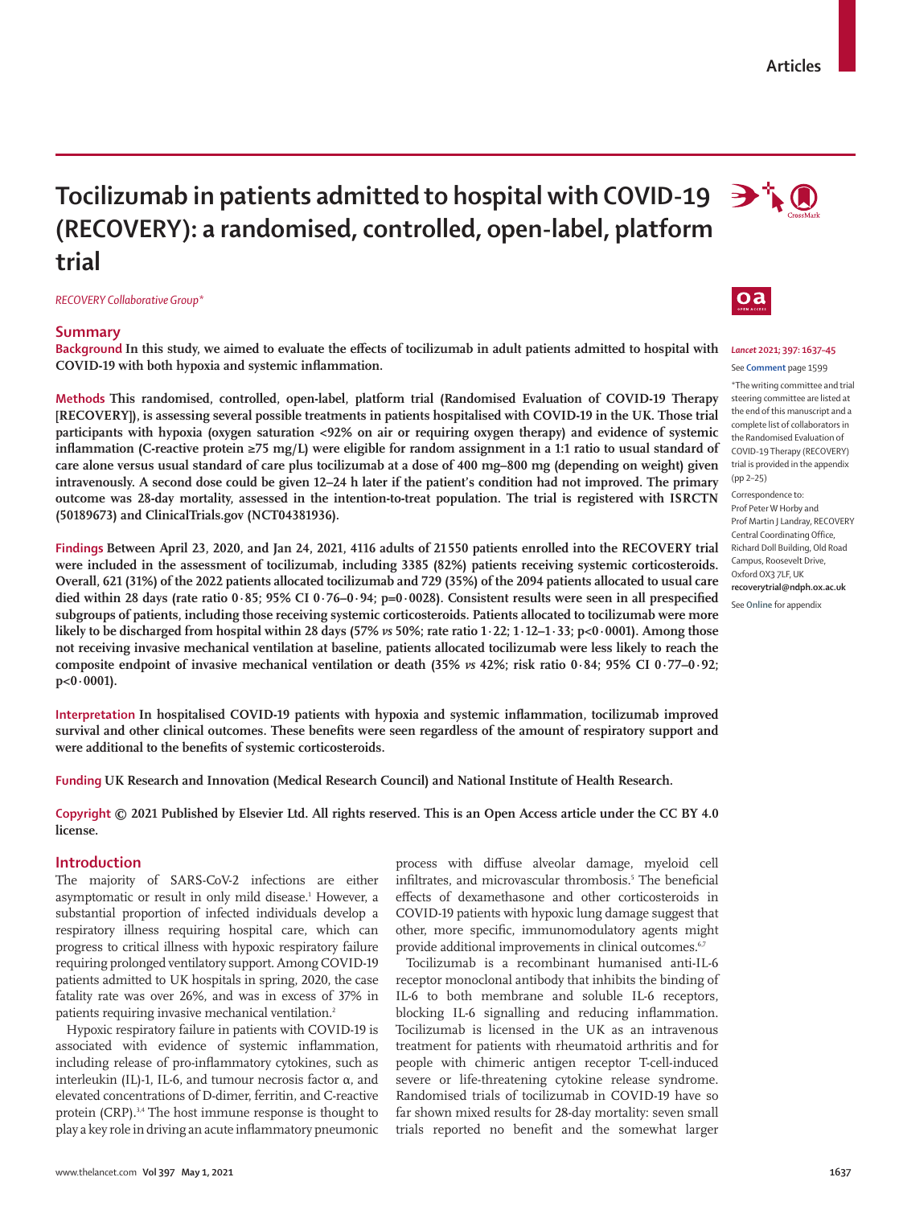# Tocilizumab in patients admitted to hospital with COVID-19 (RECOVERY): a randomised, controlled, open-label, platform trial

*RECOVERY Collaborative Group**

## Summary

**Background** In this study, we aimed to evaluate the effects of tocilizumab in adult patients admitted to hospital with COVID-19 with both hypoxia and systemic inflammation.

**Methods** This randomised, controlled, open-label, platform trial (Randomised Evaluation of COVID-19 Therapy [RECOVERY]), is assessing several possible treatments in patients hospitalised with COVID-19 in the UK. Those trial participants with hypoxia (oxygen saturation <92% on air or requiring oxygen therapy) and evidence of systemic inflammation (C-reactive protein ≥75 mg/L) were eligible for random assignment in a 1:1 ratio to usual standard of care alone versus usual standard of care plus tocilizumab at a dose of 400 mg–800 mg (depending on weight) given intravenously. A second dose could be given 12–24 h later if the patient's condition had not improved. The primary outcome was 28-day mortality, assessed in the intention-to-treat population. The trial is registered with ISRCTN (50189673) and ClinicalTrials.gov (NCT04381936).

**Findings** Between April 23, 2020, and Jan 24, 2021, 4116 adults of 21 550 patients enrolled into the RECOVERY trial were included in the assessment of tocilizumab, including 3385 (82%) patients receiving systemic corticosteroids. Overall, 621 (31%) of the 2022 patients allocated tocilizumab and 729 (35%) of the 2094 patients allocated to usual care died within 28 days (rate ratio 0·85; 95% CI 0·76–0·94; p=0·0028). Consistent results were seen in all prespecified subgroups of patients, including those receiving systemic corticosteroids. Patients allocated to tocilizumab were more likely to be discharged from hospital within 28 days (57% *vs* 50%; rate ratio 1·22; 1·12–1·33; p<0·0001). Among those not receiving invasive mechanical ventilation at baseline, patients allocated tocilizumab were less likely to reach the composite endpoint of invasive mechanical ventilation or death (35% *vs* 42%; risk ratio 0·84; 95% CI 0·77–0·92; p<0·0001).

**Interpretation** In hospitalised COVID-19 patients with hypoxia and systemic inflammation, tocilizumab improved survival and other clinical outcomes. These benefits were seen regardless of the amount of respiratory support and were additional to the benefits of systemic corticosteroids.

**Funding** UK Research and Innovation (Medical Research Council) and National Institute of Health Research.

**Copyright** © 2021 Published by Elsevier Ltd. All rights reserved. This is an Open Access article under the CC BY 4.0 license.

*Lancet* 2021; 397: 1637–45

See **Comment** page 1599

*The writing committee and trial steering committee are listed at the end of this manuscript and a complete list of collaborators in the Randomised Evaluation of COVID-19 Therapy (RECOVERY) trial is provided in the appendix (pp 2–25)

Correspondence to: Prof Peter W Horby and Prof Martin J Landray, RECOVERY Central Coordinating Office, Richard Doll Building, Old Road Campus, Roosevelt Drive, Oxford OX3 7LF, UK **recoverytrial@ndph.ox.ac.uk**

See **Online** for appendix

## Introduction

The majority of SARS-CoV-2 infections are either asymptomatic or result in only mild disease.[1] However, a substantial proportion of infected individuals develop a respiratory illness requiring hospital care, which can progress to critical illness with hypoxic respiratory failure requiring prolonged ventilatory support. Among COVID-19 patients admitted to UK hospitals in spring, 2020, the case fatality rate was over 26%, and was in excess of 37% in patients requiring invasive mechanical ventilation.[2]

Hypoxic respiratory failure in patients with COVID-19 is associated with evidence of systemic inflammation, including release of pro-inflammatory cytokines, such as interleukin (IL)-1, IL-6, and tumour necrosis factor α, and elevated concentrations of D-dimer, ferritin, and C-reactive protein (CRP).[3,4] The host immune response is thought to play a key role in driving an acute inflammatory pneumonic process with diffuse alveolar damage, myeloid cell infiltrates, and microvascular thrombosis.[5] The beneficial effects of dexamethasone and other corticosteroids in COVID-19 patients with hypoxic lung damage suggest that other, more specific, immunomodulatory agents might provide additional improvements in clinical outcomes.[6,7]

Tocilizumab is a recombinant humanised anti-IL-6 receptor monoclonal antibody that inhibits the binding of IL-6 to both membrane and soluble IL-6 receptors, blocking IL-6 signalling and reducing inflammation. Tocilizumab is licensed in the UK as an intravenous treatment for patients with rheumatoid arthritis and for people with chimeric antigen receptor T-cell-induced severe or life-threatening cytokine release syndrome. Randomised trials of tocilizumab in COVID-19 have so far shown mixed results for 28-day mortality: seven small trials reported no benefit and the somewhat larger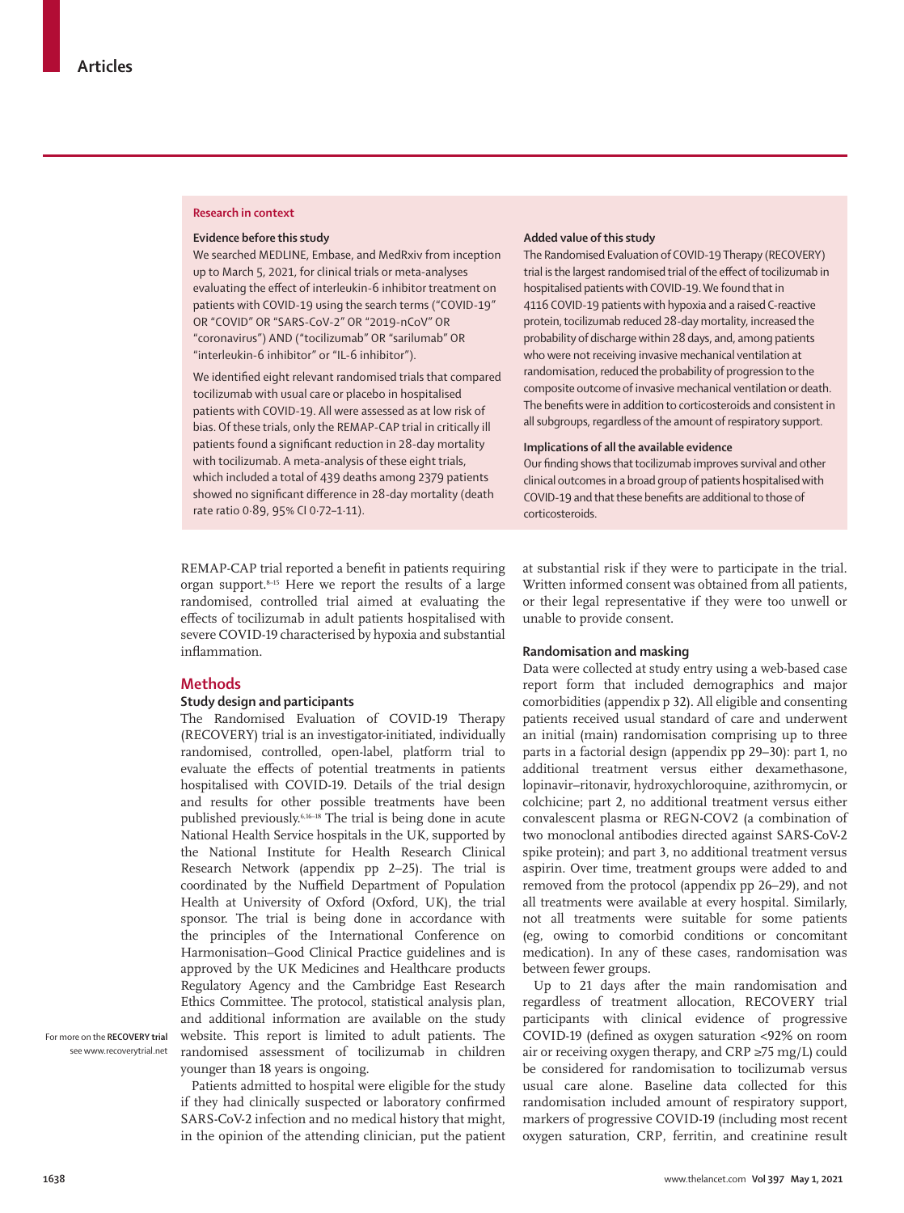## Research in context

### Evidence before this study

We searched MEDLINE, Embase, and MedRxiv from inception up to March 5, 2021, for clinical trials or meta-analyses evaluating the effect of interleukin-6 inhibitor treatment on patients with COVID-19 using the search terms ("COVID-19" OR "COVID" OR "SARS-CoV-2" OR "2019-nCoV" OR "coronavirus") AND ("tocilizumab" OR "sarilumab" OR "interleukin-6 inhibitor" or "IL-6 inhibitor").

We identified eight relevant randomised trials that compared tocilizumab with usual care or placebo in hospitalised patients with COVID-19. All were assessed as at low risk of bias. Of these trials, only the REMAP-CAP trial in critically ill patients found a significant reduction in 28-day mortality with tocilizumab. A meta-analysis of these eight trials, which included a total of 439 deaths among 2379 patients showed no significant difference in 28-day mortality (death rate ratio 0·89, 95% CI 0·72–1·11).

### Added value of this study

The Randomised Evaluation of COVID-19 Therapy (RECOVERY) trial is the largest randomised trial of the effect of tocilizumab in hospitalised patients with COVID-19. We found that in 4116 COVID-19 patients with hypoxia and a raised C-reactive protein, tocilizumab reduced 28-day mortality, increased the probability of discharge within 28 days, and, among patients who were not receiving invasive mechanical ventilation at randomisation, reduced the probability of progression to the composite outcome of invasive mechanical ventilation or death. The benefits were in addition to corticosteroids and consistent in all subgroups, regardless of the amount of respiratory support.

### Implications of all the available evidence

Our finding shows that tocilizumab improves survival and other clinical outcomes in a broad group of patients hospitalised with COVID-19 and that these benefits are additional to those of corticosteroids.

REMAP-CAP trial reported a benefit in patients requiring organ support.[8–15] Here we report the results of a large randomised, controlled trial aimed at evaluating the effects of tocilizumab in adult patients hospitalised with severe COVID-19 characterised by hypoxia and substantial inflammation.

## Methods

### Study design and participants

The Randomised Evaluation of COVID-19 Therapy (RECOVERY) trial is an investigator-initiated, individually randomised, controlled, open-label, platform trial to evaluate the effects of potential treatments in patients hospitalised with COVID-19. Details of the trial design and results for other possible treatments have been published previously.[6,16–18] The trial is being done in acute National Health Service hospitals in the UK, supported by the National Institute for Health Research Clinical Research Network (appendix pp 2–25). The trial is coordinated by the Nuffield Department of Population Health at University of Oxford (Oxford, UK), the trial sponsor. The trial is being done in accordance with the principles of the International Conference on Harmonisation–Good Clinical Practice guidelines and is approved by the UK Medicines and Healthcare products Regulatory Agency and the Cambridge East Research Ethics Committee. The protocol, statistical analysis plan, and additional information are available on the study website. This report is limited to adult patients. The randomised assessment of tocilizumab in children younger than 18 years is ongoing.

For more on the **RECOVERY trial** see www.recoverytrial.net

Patients admitted to hospital were eligible for the study if they had clinically suspected or laboratory confirmed SARS-CoV-2 infection and no medical history that might, in the opinion of the attending clinician, put the patient at substantial risk if they were to participate in the trial. Written informed consent was obtained from all patients, or their legal representative if they were too unwell or unable to provide consent.

### Randomisation and masking

Data were collected at study entry using a web-based case report form that included demographics and major comorbidities (appendix p 32). All eligible and consenting patients received usual standard of care and underwent an initial (main) randomisation comprising up to three parts in a factorial design (appendix pp 29–30): part 1, no additional treatment versus either dexamethasone, lopinavir–ritonavir, hydroxychloroquine, azithromycin, or colchicine; part 2, no additional treatment versus either convalescent plasma or REGN-COV2 (a combination of two monoclonal antibodies directed against SARS-CoV-2 spike protein); and part 3, no additional treatment versus aspirin. Over time, treatment groups were added to and removed from the protocol (appendix pp 26–29), and not all treatments were available at every hospital. Similarly, not all treatments were suitable for some patients (eg, owing to comorbid conditions or concomitant medication). In any of these cases, randomisation was between fewer groups.

Up to 21 days after the main randomisation and regardless of treatment allocation, RECOVERY trial participants with clinical evidence of progressive COVID-19 (defined as oxygen saturation <92% on room air or receiving oxygen therapy, and CRP ≥75 mg/L) could be considered for randomisation to tocilizumab versus usual care alone. Baseline data collected for this randomisation included amount of respiratory support, markers of progressive COVID-19 (including most recent oxygen saturation, CRP, ferritin, and creatinine result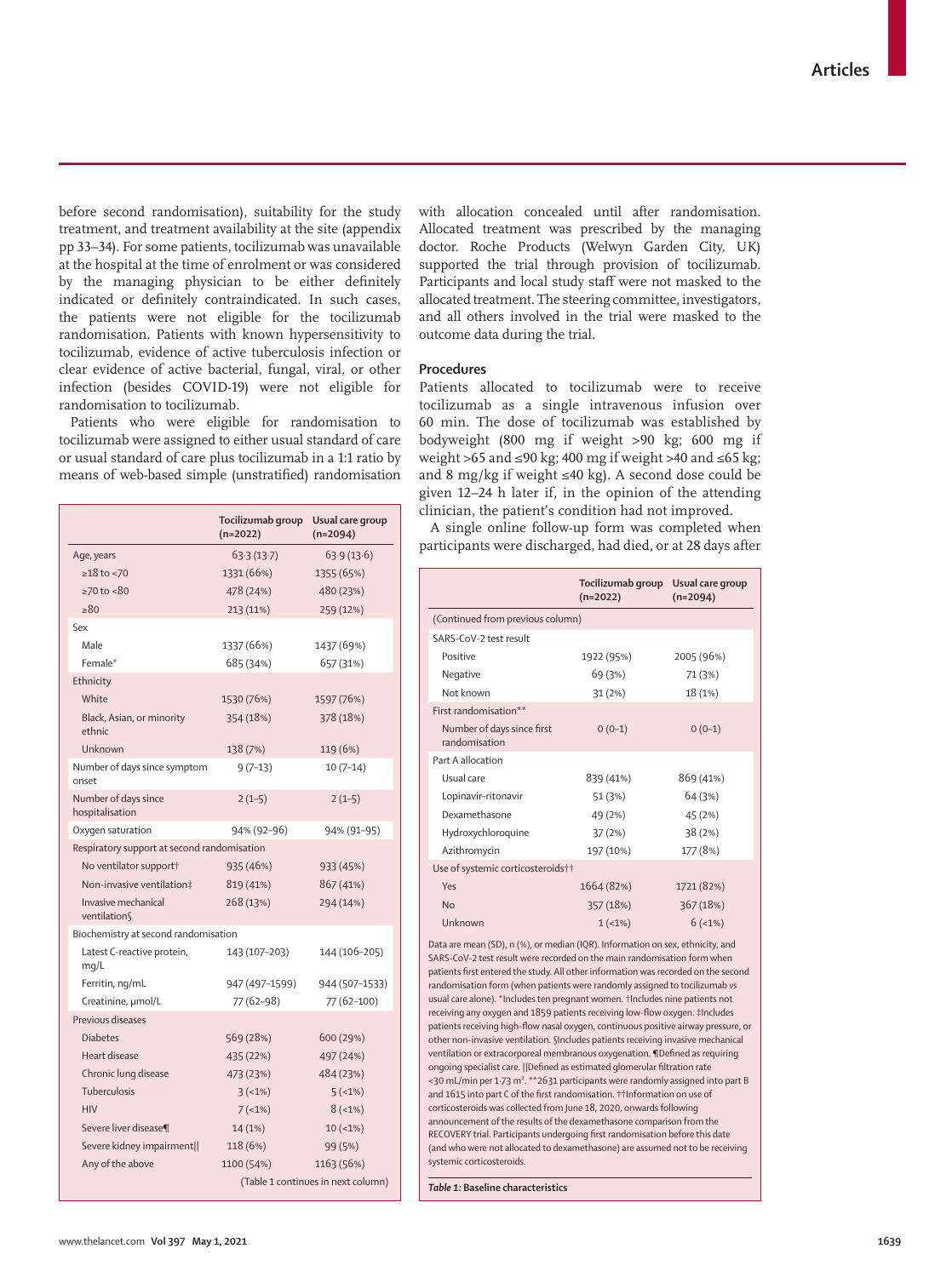before second randomisation), suitability for the study treatment, and treatment availability at the site (appendix pp 33–34). For some patients, tocilizumab was unavailable at the hospital at the time of enrolment or was considered by the managing physician to be either definitely indicated or definitely contraindicated. In such cases, the patients were not eligible for the tocilizumab randomisation. Patients with known hypersensitivity to tocilizumab, evidence of active tuberculosis infection or clear evidence of active bacterial, fungal, viral, or other infection (besides COVID-19) were not eligible for randomisation to tocilizumab.

Patients who were eligible for randomisation to tocilizumab were assigned to either usual standard of care or usual standard of care plus tocilizumab in a 1:1 ratio by means of web-based simple (unstratified) randomisation with allocation concealed until after randomisation. Allocated treatment was prescribed by the managing doctor. Roche Products (Welwyn Garden City, UK) supported the trial through provision of tocilizumab. Participants and local study staff were not masked to the allocated treatment. The steering committee, investigators, and all others involved in the trial were masked to the outcome data during the trial.

## Procedures

Patients allocated to tocilizumab were to receive tocilizumab as a single intravenous infusion over 60 min. The dose of tocilizumab was established by bodyweight (800 mg if weight >90 kg; 600 mg if weight >65 and ≤90 kg; 400 mg if weight >40 and ≤65 kg; and 8 mg/kg if weight ≤40 kg). A second dose could be given 12–24 h later if, in the opinion of the attending clinician, the patient's condition had not improved.

A single online follow-up form was completed when participants were discharged, had died, or at 28 days after

| | Tocilizumab group (n=2022) | Usual care group (n=2094) |
|---|---|---|
| Age, years | 63·3 (13·7) | 63·9 (13·6) |
| ≥18 to <70 | 1331 (66%) | 1355 (65%) |
| ≥70 to <80 | 478 (24%) | 480 (23%) |
| ≥80 | 213 (11%) | 259 (12%) |
| Sex | | |
| Male | 1337 (66%) | 1437 (69%) |
| Female* | 685 (34%) | 657 (31%) |
| Ethnicity | | |
| White | 1530 (76%) | 1597 (76%) |
| Black, Asian, or minority ethnic | 354 (18%) | 378 (18%) |
| Unknown | 138 (7%) | 119 (6%) |
| Number of days since symptom onset | 9 (7–13) | 10 (7–14) |
| Number of days since hospitalisation | 2 (1–5) | 2 (1–5) |
| Oxygen saturation | 94% (92–96) | 94% (91–95) |
| Respiratory support at second randomisation | | |
| No ventilator support† | 935 (46%) | 933 (45%) |
| Non-invasive ventilation‡ | 819 (41%) | 867 (41%) |
| Invasive mechanical ventilation§ | 268 (13%) | 294 (14%) |
| Biochemistry at second randomisation | | |
| Latest C-reactive protein, mg/L | 143 (107–203) | 144 (106–205) |
| Ferritin, ng/mL | 947 (497–1599) | 944 (507–1533) |
| Creatinine, μmol/L | 77 (62–98) | 77 (62–100) |
| Previous diseases | | |
| Diabetes | 569 (28%) | 600 (29%) |
| Heart disease | 435 (22%) | 497 (24%) |
| Chronic lung disease | 473 (23%) | 484 (23%) |
| Tuberculosis | 3 (<1%) | 5 (<1%) |
| HIV | 7 (<1%) | 8 (<1%) |
| Severe liver disease¶ | 14 (1%) | 10 (<1%) |
| Severe kidney impairment‖ | 118 (6%) | 99 (5%) |
| Any of the above | 1100 (54%) | 1163 (56%) |
| SARS-CoV-2 test result | | |
| Positive | 1922 (95%) | 2005 (96%) |
| Negative | 69 (3%) | 71 (3%) |
| Not known | 31 (2%) | 18 (1%) |
| First randomisation** | | |
| Number of days since first randomisation | 0 (0–1) | 0 (0–1) |
| Part A allocation | | |
| Usual care | 839 (41%) | 869 (41%) |
| Lopinavir–ritonavir | 51 (3%) | 64 (3%) |
| Dexamethasone | 49 (2%) | 45 (2%) |
| Hydroxychloroquine | 37 (2%) | 38 (2%) |
| Azithromycin | 197 (10%) | 177 (8%) |
| Use of systemic corticosteroids†† | | |
| Yes | 1664 (82%) | 1721 (82%) |
| No | 357 (18%) | 367 (18%) |
| Unknown | 1 (<1%) | 6 (<1%) |

Data are mean (SD), n (%), or median (IQR). Information on sex, ethnicity, and SARS-CoV-2 test result were recorded on the main randomisation form when patients first entered the study. All other information was recorded on the second randomisation form (when patients were randomly assigned to tocilizumab vs usual care alone). *Includes ten pregnant women. †Includes nine patients not receiving any oxygen and 1859 patients receiving low-flow oxygen. ‡Includes patients receiving high-flow nasal oxygen, continuous positive airway pressure, or other non-invasive ventilation. §Includes patients receiving invasive mechanical ventilation or extracorporeal membranous oxygenation. ¶Defined as requiring ongoing specialist care. ‖Defined as estimated glomerular filtration rate <30 mL/min per 1·73 m². **2631 participants were randomly assigned into part B and 1615 into part C of the first randomisation. ††Information on use of corticosteroids was collected from June 18, 2020, onwards following announcement of the results of the dexamethasone comparison from the RECOVERY trial. Participants undergoing first randomisation before this date (and who were not allocated to dexamethasone) are assumed not to be receiving systemic corticosteroids.

*Table 1:* **Baseline characteristics**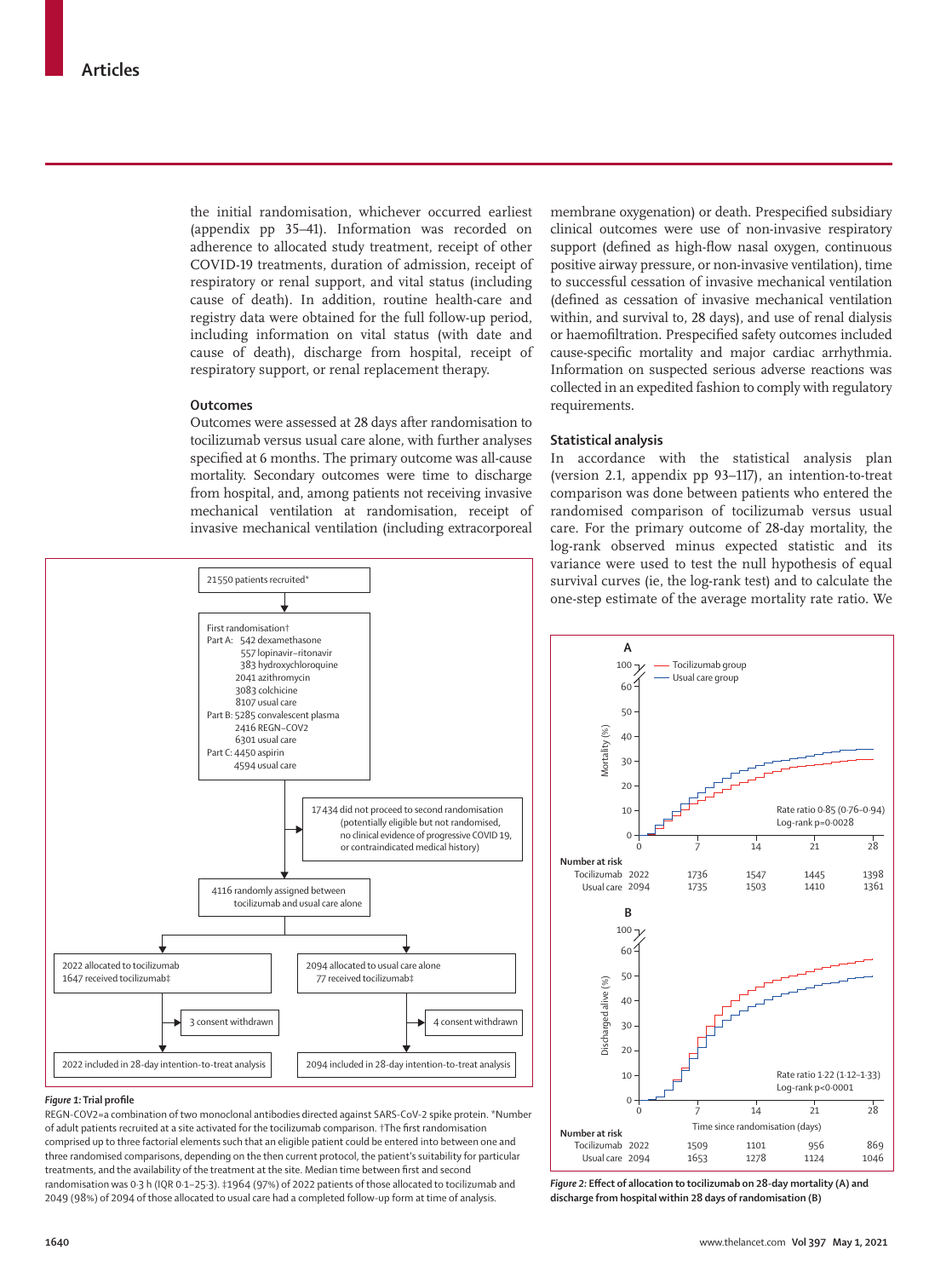the initial randomisation, whichever occurred earliest (appendix pp 35–41). Information was recorded on adherence to allocated study treatment, receipt of other COVID-19 treatments, duration of admission, receipt of respiratory or renal support, and vital status (including cause of death). In addition, routine health-care and registry data were obtained for the full follow-up period, including information on vital status (with date and cause of death), discharge from hospital, receipt of respiratory support, or renal replacement therapy.

### Outcomes

Outcomes were assessed at 28 days after randomisation to tocilizumab versus usual care alone, with further analyses specified at 6 months. The primary outcome was all-cause mortality. Secondary outcomes were time to discharge from hospital, and, among patients not receiving invasive mechanical ventilation at randomisation, receipt of invasive mechanical ventilation (including extracorporeal membrane oxygenation) or death. Prespecified subsidiary clinical outcomes were use of non-invasive respiratory support (defined as high-flow nasal oxygen, continuous positive airway pressure, or non-invasive ventilation), time to successful cessation of invasive mechanical ventilation (defined as cessation of invasive mechanical ventilation within, and survival to, 28 days), and use of renal dialysis or haemofiltration. Prespecified safety outcomes included cause-specific mortality and major cardiac arrhythmia. Information on suspected serious adverse reactions was collected in an expedited fashion to comply with regulatory requirements.

### Statistical analysis

In accordance with the statistical analysis plan (version 2.1, appendix pp 93–117), an intention-to-treat comparison was done between patients who entered the randomised comparison of tocilizumab versus usual care. For the primary outcome of 28-day mortality, the log-rank observed minus expected statistic and its variance were used to test the null hypothesis of equal survival curves (ie, the log-rank test) and to calculate the one-step estimate of the average mortality rate ratio. We

21 550 patients recruited*

First randomisation†
Part A: 542 dexamethasone
557 lopinavir–ritonavir
383 hydroxychloroquine
2041 azithromycin
3083 colchicine
8107 usual care
Part B: 5285 convalescent plasma
2416 REGN-COV2
6301 usual care
Part C: 4450 aspirin
4594 usual care

17 434 did not proceed to second randomisation (potentially eligible but not randomised, no clinical evidence of progressive COVID 19, or contraindicated medical history)

4116 randomly assigned between tocilizumab and usual care alone

2022 allocated to tocilizumab
1647 received tocilizumab‡

2094 allocated to usual care alone
77 received tocilizumab‡

3 consent withdrawn

4 consent withdrawn

2022 included in 28-day intention-to-treat analysis

2094 included in 28-day intention-to-treat analysis

*Figure 1:* **Trial profile**

REGN-COV2=a combination of two monoclonal antibodies directed against SARS-CoV-2 spike protein. *Number of adult patients recruited at a site activated for the tocilizumab comparison. †The first randomisation comprised up to three factorial elements such that an eligible patient could be entered into between one and three randomised comparisons, depending on the then current protocol, the patient's suitability for particular treatments, and the availability of the treatment at the site. Median time between first and second randomisation was 0·3 h (IQR 0·1–25·3). ‡1964 (97%) of 2022 patients of those allocated to tocilizumab and 2049 (98%) of 2094 of those allocated to usual care had a completed follow-up form at time of analysis.

A

Rate ratio 0·85 (0·76–0·94)
Log-rank p=0·0028

| Number at risk | 0 | 7 | 14 | 21 | 28 |
|---|---|---|---|---|---|
| Tocilizumab | 2022 | 1736 | 1547 | 1445 | 1398 |
| Usual care | 2094 | 1735 | 1503 | 1410 | 1361 |

B

Rate ratio 1·22 (1·12–1·33)
Log-rank p<0·0001

| Number at risk | 0 | 7 | 14 | 21 | 28 |
|---|---|---|---|---|---|
| Tocilizumab | 2022 | 1509 | 1101 | 956 | 869 |
| Usual care | 2094 | 1653 | 1278 | 1124 | 1046 |

*Figure 2:* **Effect of allocation to tocilizumab on 28-day mortality (A) and discharge from hospital within 28 days of randomisation (B)**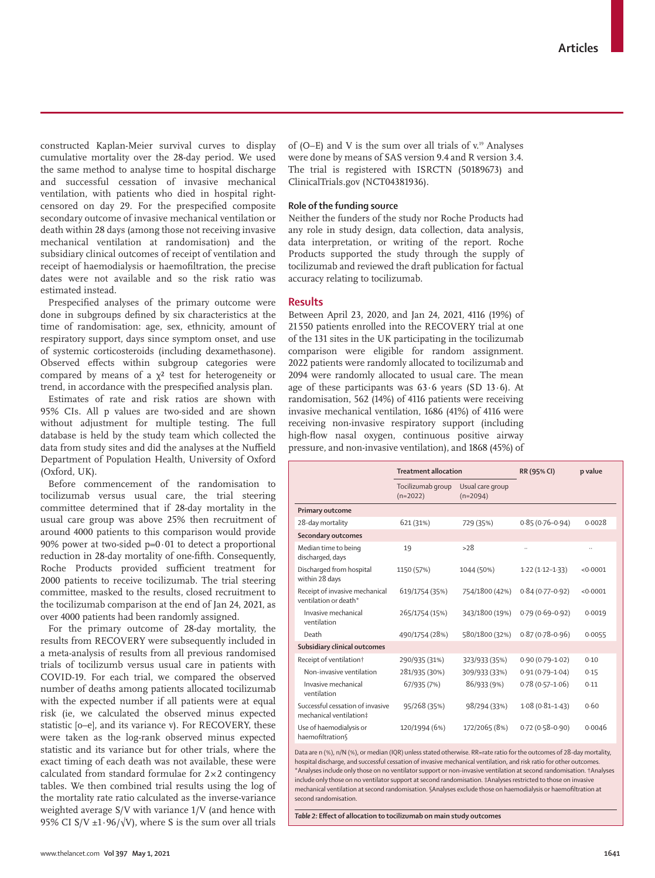constructed Kaplan-Meier survival curves to display cumulative mortality over the 28-day period. We used the same method to analyse time to hospital discharge and successful cessation of invasive mechanical ventilation, with patients who died in hospital right-censored on day 29. For the prespecified composite secondary outcome of invasive mechanical ventilation or death within 28 days (among those not receiving invasive mechanical ventilation at randomisation) and the subsidiary clinical outcomes of receipt of ventilation and receipt of haemodialysis or haemofiltration, the precise dates were not available and so the risk ratio was estimated instead.

Prespecified analyses of the primary outcome were done in subgroups defined by six characteristics at the time of randomisation: age, sex, ethnicity, amount of respiratory support, days since symptom onset, and use of systemic corticosteroids (including dexamethasone). Observed effects within subgroup categories were compared by means of a $\chi^2$ test for heterogeneity or trend, in accordance with the prespecified analysis plan.

Estimates of rate and risk ratios are shown with 95% CIs. All p values are two-sided and are shown without adjustment for multiple testing. The full database is held by the study team which collected the data from study sites and did the analyses at the Nuffield Department of Population Health, University of Oxford (Oxford, UK).

Before commencement of the randomisation to tocilizumab versus usual care, the trial steering committee determined that if 28-day mortality in the usual care group was above 25% then recruitment of around 4000 patients to this comparison would provide 90% power at two-sided $p=0\cdot01$ to detect a proportional reduction in 28-day mortality of one-fifth. Consequently, Roche Products provided sufficient treatment for 2000 patients to receive tocilizumab. The trial steering committee, masked to the results, closed recruitment to the tocilizumab comparison at the end of Jan 24, 2021, as over 4000 patients had been randomly assigned.

For the primary outcome of 28-day mortality, the results from RECOVERY were subsequently included in a meta-analysis of results from all previous randomised trials of tocilizumb versus usual care in patients with COVID-19. For each trial, we compared the observed number of deaths among patients allocated tocilizumab with the expected number if all patients were at equal risk (ie, we calculated the observed minus expected statistic [o–e], and its variance v). For RECOVERY, these were taken as the log-rank observed minus expected statistic and its variance but for other trials, where the exact timing of each death was not available, these were calculated from standard formulae for 2×2 contingency tables. We then combined trial results using the log of the mortality rate ratio calculated as the inverse-variance weighted average S/V with variance 1/V (and hence with 95% CI $S/V \pm 1\cdot96/\sqrt{V}$), where S is the sum over all trials of (O–E) and V is the sum over all trials of v.[19] Analyses were done by means of SAS version 9.4 and R version 3.4. The trial is registered with ISRCTN (50189673) and ClinicalTrials.gov (NCT04381936).

### Role of the funding source

Neither the funders of the study nor Roche Products had any role in study design, data collection, data analysis, data interpretation, or writing of the report. Roche Products supported the study through the supply of tocilizumab and reviewed the draft publication for factual accuracy relating to tocilizumab.

## Results

Between April 23, 2020, and Jan 24, 2021, 4116 (19%) of 21 550 patients enrolled into the RECOVERY trial at one of the 131 sites in the UK participating in the tocilizumab comparison were eligible for random assignment. 2022 patients were randomly allocated to tocilizumab and 2094 were randomly allocated to usual care. The mean age of these participants was 63·6 years (SD 13·6). At randomisation, 562 (14%) of 4116 patients were receiving invasive mechanical ventilation, 1686 (41%) of 4116 were receiving non-invasive respiratory support (including high-flow nasal oxygen, continuous positive airway pressure, and non-invasive ventilation), and 1868 (45%) of

| | Treatment allocation | | RR (95% CI) | p value |
|---|---|---|---|---|
| | Tocilizumab group (n=2022) | Usual care group (n=2094) | | |
| **Primary outcome** | | | | |
| 28-day mortality | 621 (31%) | 729 (35%) | 0·85 (0·76–0·94) | 0·0028 |
| **Secondary outcomes** | | | | |
| Median time to being discharged, days | 19 | >28 | .. | .. |
| Discharged from hospital within 28 days | 1150 (57%) | 1044 (50%) | 1·22 (1·12–1·33) | <0·0001 |
| Receipt of invasive mechanical ventilation or death* | 619/1754 (35%) | 754/1800 (42%) | 0·84 (0·77–0·92) | <0·0001 |
| Invasive mechanical ventilation | 265/1754 (15%) | 343/1800 (19%) | 0·79 (0·69–0·92) | 0·0019 |
| Death | 490/1754 (28%) | 580/1800 (32%) | 0·87 (0·78–0·96) | 0·0055 |
| **Subsidiary clinical outcomes** | | | | |
| Receipt of ventilation† | 290/935 (31%) | 323/933 (35%) | 0·90 (0·79–1·02) | 0·10 |
| Non-invasive ventilation | 281/935 (30%) | 309/933 (33%) | 0·91 (0·79–1·04) | 0·15 |
| Invasive mechanical ventilation | 67/935 (7%) | 86/933 (9%) | 0·78 (0·57–1·06) | 0·11 |
| Successful cessation of invasive mechanical ventilation‡ | 95/268 (35%) | 98/294 (33%) | 1·08 (0·81–1·43) | 0·60 |
| Use of haemodialysis or haemofiltration§ | 120/1994 (6%) | 172/2065 (8%) | 0·72 (0·58–0·90) | 0·0046 |

Data are n (%), n/N (%), or median (IQR) unless stated otherwise. RR=rate ratio for the outcomes of 28-day mortality, hospital discharge, and successful cessation of invasive mechanical ventilation, and risk ratio for other outcomes. *Analyses include only those on no ventilator support or non-invasive ventilation at second randomisation. †Analyses include only those on no ventilator support at second randomisation. ‡Analyses restricted to those on invasive mechanical ventilation at second randomisation. §Analyses exclude those on haemodialysis or haemofiltration at second randomisation.

*Table 2:* **Effect of allocation to tocilizumab on main study outcomes**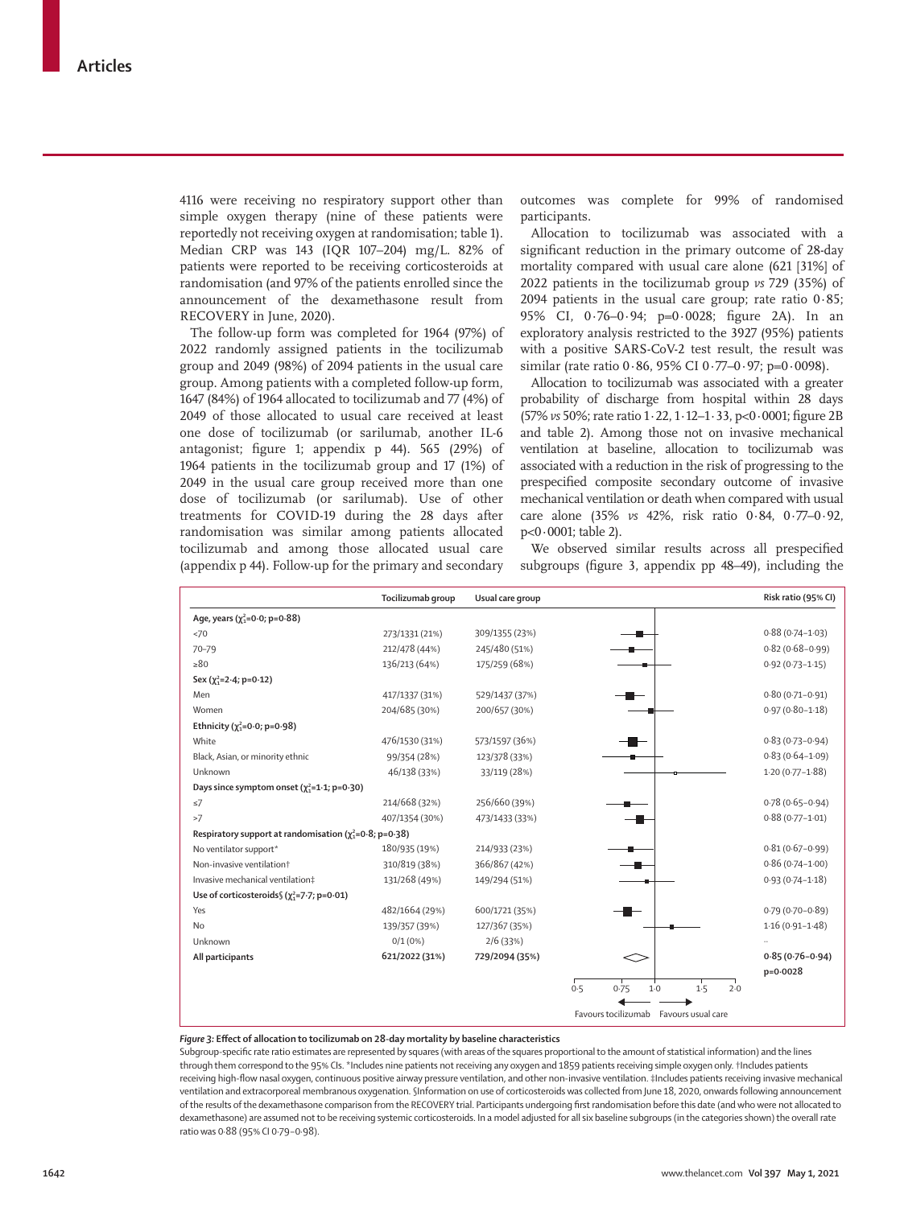4116 were receiving no respiratory support other than simple oxygen therapy (nine of these patients were reportedly not receiving oxygen at randomisation; table 1). Median CRP was 143 (IQR 107–204) mg/L. 82% of patients were reported to be receiving corticosteroids at randomisation (and 97% of the patients enrolled since the announcement of the dexamethasone result from RECOVERY in June, 2020).

The follow-up form was completed for 1964 (97%) of 2022 randomly assigned patients in the tocilizumab group and 2049 (98%) of 2094 patients in the usual care group. Among patients with a completed follow-up form, 1647 (84%) of 1964 allocated to tocilizumab and 77 (4%) of 2049 of those allocated to usual care received at least one dose of tocilizumab (or sarilumab, another IL-6 antagonist; figure 1; appendix p 44). 565 (29%) of 1964 patients in the tocilizumab group and 17 (1%) of 2049 in the usual care group received more than one dose of tocilizumab (or sarilumab). Use of other treatments for COVID-19 during the 28 days after randomisation was similar among patients allocated tocilizumab and among those allocated usual care (appendix p 44). Follow-up for the primary and secondary outcomes was complete for 99% of randomised participants.

Allocation to tocilizumab was associated with a significant reduction in the primary outcome of 28-day mortality compared with usual care alone (621 [31%] of 2022 patients in the tocilizumab group *vs* 729 (35%) of 2094 patients in the usual care group; rate ratio 0·85; 95% CI, 0·76–0·94; p=0·0028; figure 2A). In an exploratory analysis restricted to the 3927 (95%) patients with a positive SARS-CoV-2 test result, the result was similar (rate ratio 0·86, 95% CI 0·77–0·97; p=0·0098).

Allocation to tocilizumab was associated with a greater probability of discharge from hospital within 28 days (57% *vs* 50%; rate ratio 1·22, 1·12–1·33, p<0·0001; figure 2B and table 2). Among those not on invasive mechanical ventilation at baseline, allocation to tocilizumab was associated with a reduction in the risk of progressing to the prespecified composite secondary outcome of invasive mechanical ventilation or death when compared with usual care alone (35% *vs* 42%, risk ratio 0·84, 0·77–0·92, p<0·0001; table 2).

We observed similar results across all prespecified subgroups (figure 3, appendix pp 48–49), including the

| | Tocilizumab group | Usual care group | Risk ratio (95% CI) |
|---|---|---|---|
| **Age, years ($\chi^2_1$=0·0; p=0·88)** | | | |
| <70 | 273/1331 (21%) | 309/1355 (23%) | 0·88 (0·74–1·03) |
| 70–79 | 212/478 (44%) | 245/480 (51%) | 0·82 (0·68–0·99) |
| ≥80 | 136/213 (64%) | 175/259 (68%) | 0·92 (0·73–1·15) |
| **Sex ($\chi^2_1$=2·4; p=0·12)** | | | |
| Men | 417/1337 (31%) | 529/1437 (37%) | 0·80 (0·71–0·91) |
| Women | 204/685 (30%) | 200/657 (30%) | 0·97 (0·80–1·18) |
| **Ethnicity ($\chi^2_1$=0·0; p=0·98)** | | | |
| White | 476/1530 (31%) | 573/1597 (36%) | 0·83 (0·73–0·94) |
| Black, Asian, or minority ethnic | 99/354 (28%) | 123/378 (33%) | 0·83 (0·64–1·09) |
| Unknown | 46/138 (33%) | 33/119 (28%) | 1·20 (0·77–1·88) |
| **Days since symptom onset ($\chi^2_1$=1·1; p=0·30)** | | | |
| ≤7 | 214/668 (32%) | 256/660 (39%) | 0·78 (0·65–0·94) |
| >7 | 407/1354 (30%) | 473/1433 (33%) | 0·88 (0·77–1·01) |
| **Respiratory support at randomisation ($\chi^2_1$=0·8; p=0·38)** | | | |
| No ventilator support* | 180/935 (19%) | 214/933 (23%) | 0·81 (0·67–0·99) |
| Non-invasive ventilation† | 310/819 (38%) | 366/867 (42%) | 0·86 (0·74–1·00) |
| Invasive mechanical ventilation‡ | 131/268 (49%) | 149/294 (51%) | 0·93 (0·74–1·18) |
| **Use of corticosteroids§ ($\chi^2_1$=7·7; p=0·01)** | | | |
| Yes | 482/1664 (29%) | 600/1721 (35%) | 0·79 (0·70–0·89) |
| No | 139/357 (39%) | 127/367 (35%) | 1·16 (0·91–1·48) |
| Unknown | 0/1 (0%) | 2/6 (33%) | .. |
| **All participants** | **621/2022 (31%)** | **729/2094 (35%)** | **0·85 (0·76–0·94) p=0·0028** |

Favours tocilizumab ← → Favours usual care

***Figure 3:* Effect of allocation to tocilizumab on 28-day mortality by baseline characteristics**

Subgroup-specific rate ratio estimates are represented by squares (with areas of the squares proportional to the amount of statistical information) and the lines through them correspond to the 95% CIs. *Includes nine patients not receiving any oxygen and 1859 patients receiving simple oxygen only. †Includes patients receiving high-flow nasal oxygen, continuous positive airway pressure ventilation, and other non-invasive ventilation. ‡Includes patients receiving invasive mechanical ventilation and extracorporeal membranous oxygenation. §Information on use of corticosteroids was collected from June 18, 2020, onwards following announcement of the results of the dexamethasone comparison from the RECOVERY trial. Participants undergoing first randomisation before this date (and who were not allocated to dexamethasone) are assumed not to be receiving systemic corticosteroids. In a model adjusted for all six baseline subgroups (in the categories shown) the overall rate ratio was 0·88 (95% CI 0·79–0·98).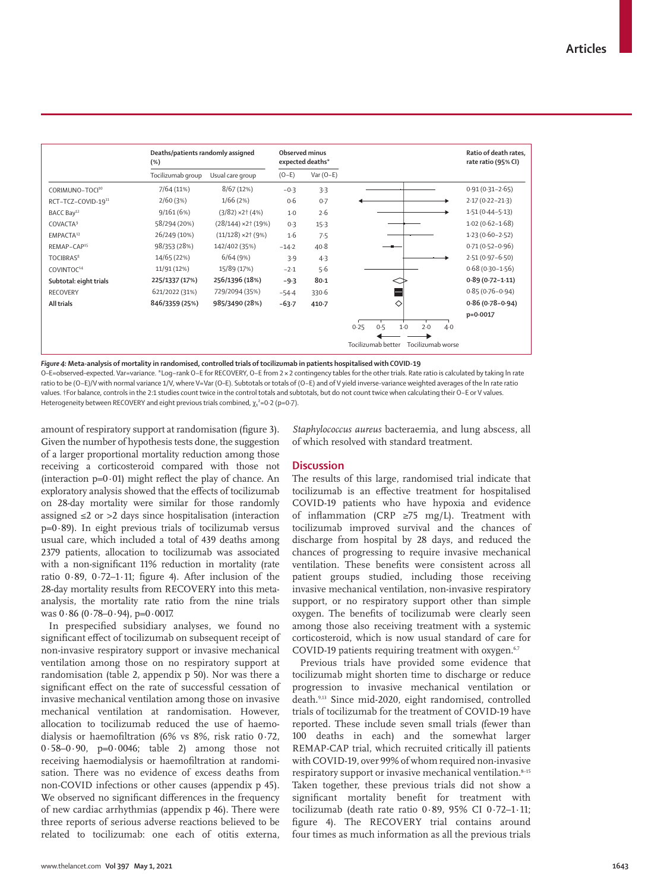| | Deaths/patients randomly assigned (%) | | Observed minus expected deaths* | | Ratio of death rates, rate ratio (95% CI) |
|---|---|---|---|---|---|
| | Tocilizumab group | Usual care group | (O–E) | Var (O–E) | |
| CORIMUNO–TOCI[10] | 7/64 (11%) | 8/67 (12%) | −0·3 | 3·3 | 0·91 (0·31–2·65) |
| RCT–TCZ–COVID-19[11] | 2/60 (3%) | 1/66 (2%) | 0·6 | 0·7 | 2·17 (0·22–21·3) |
| BACC Bay[12] | 9/161 (6%) | (3/82) ×2† (4%) | 1·0 | 2·6 | 1·51 (0·44–5·13) |
| COVACTA[9] | 58/294 (20%) | (28/144) ×2† (19%) | 0·3 | 15·3 | 1·02 (0·62–1·68) |
| EMPACTA[13] | 26/249 (10%) | (11/128) ×2† (9%) | 1·6 | 7·5 | 1·23 (0·60–2·52) |
| REMAP–CAP[15] | 98/353 (28%) | 142/402 (35%) | −14·2 | 40·8 | 0·71 (0·52–0·96) |
| TOCIBRAS[8] | 14/65 (22%) | 6/64 (9%) | 3·9 | 4·3 | 2·51 (0·97–6·50) |
| COVINTOC[14] | 11/91 (12%) | 15/89 (17%) | −2·1 | 5·6 | 0·68 (0·30–1·56) |
| **Subtotal: eight trials** | **225/1337 (17%)** | **256/1396 (18%)** | **−9·3** | **80·1** | **0·89 (0·72–1·11)** |
| RECOVERY | 621/2022 (31%) | 729/2094 (35%) | −54·4 | 330·6 | 0·85 (0·76–0·94) |
| **All trials** | **846/3359 (25%)** | **985/3490 (28%)** | **−63·7** | **410·7** | **0·86 (0·78–0·94)** |
| | | | | | **p=0·0017** |

0·25 0·5 1·0 2·0 4·0

Tocilizumab better — Tocilizumab worse

***Figure 4:* Meta-analysis of mortality in randomised, controlled trials of tocilizumab in patients hospitalised with COVID-19**

O–E=observed–expected. Var=variance. *Log–rank O–E for RECOVERY, O–E from 2 × 2 contingency tables for the other trials. Rate ratio is calculated by taking ln rate ratio to be (O–E)/V with normal variance 1/V, where V=Var (O–E). Subtotals or totals of (O–E) and of V yield inverse-variance weighted averages of the ln rate ratio values. †For balance, controls in the 2:1 studies count twice in the control totals and subtotals, but do not count twice when calculating their O–E or V values. Heterogeneity between RECOVERY and eight previous trials combined, $\chi_1^2$=0·2 (p=0·7).

amount of respiratory support at randomisation (figure 3). Given the number of hypothesis tests done, the suggestion of a larger proportional mortality reduction among those receiving a corticosteroid compared with those not (interaction p=0·01) might reflect the play of chance. An exploratory analysis showed that the effects of tocilizumab on 28-day mortality were similar for those randomly assigned ≤2 or >2 days since hospitalisation (interaction p=0·89). In eight previous trials of tocilizumab versus usual care, which included a total of 439 deaths among 2379 patients, allocation to tocilizumab was associated with a non-significant 11% reduction in mortality (rate ratio 0·89, 0·72–1·11; figure 4). After inclusion of the 28-day mortality results from RECOVERY into this meta-analysis, the mortality rate ratio from the nine trials was 0·86 (0·78–0·94), p=0·0017.

In prespecified subsidiary analyses, we found no significant effect of tocilizumab on subsequent receipt of non-invasive respiratory support or invasive mechanical ventilation among those on no respiratory support at randomisation (table 2, appendix p 50). Nor was there a significant effect on the rate of successful cessation of invasive mechanical ventilation among those on invasive mechanical ventilation at randomisation. However, allocation to tocilizumab reduced the use of haemodialysis or haemofiltration (6% vs 8%, risk ratio 0·72, 0·58–0·90, p=0·0046; table 2) among those not receiving haemodialysis or haemofiltration at randomisation. There was no evidence of excess deaths from non-COVID infections or other causes (appendix p 45). We observed no significant differences in the frequency of new cardiac arrhythmias (appendix p 46). There were three reports of serious adverse reactions believed to be related to tocilizumab: one each of otitis externa, *Staphylococcus aureus* bacteraemia, and lung abscess, all of which resolved with standard treatment.

## Discussion

The results of this large, randomised trial indicate that tocilizumab is an effective treatment for hospitalised COVID-19 patients who have hypoxia and evidence of inflammation (CRP ≥75 mg/L). Treatment with tocilizumab improved survival and the chances of discharge from hospital by 28 days, and reduced the chances of progressing to require invasive mechanical ventilation. These benefits were consistent across all patient groups studied, including those receiving invasive mechanical ventilation, non-invasive respiratory support, or no respiratory support other than simple oxygen. The benefits of tocilizumab were clearly seen among those also receiving treatment with a systemic corticosteroid, which is now usual standard of care for COVID-19 patients requiring treatment with oxygen.[6,7]

Previous trials have provided some evidence that tocilizumab might shorten time to discharge or reduce progression to invasive mechanical ventilation or death.[9,13] Since mid-2020, eight randomised, controlled trials of tocilizumab for the treatment of COVID-19 have reported. These include seven small trials (fewer than 100 deaths in each) and the somewhat larger REMAP-CAP trial, which recruited critically ill patients with COVID-19, over 99% of whom required non-invasive respiratory support or invasive mechanical ventilation.[8–15] Taken together, these previous trials did not show a significant mortality benefit for treatment with tocilizumab (death rate ratio 0·89, 95% CI 0·72–1·11; figure 4). The RECOVERY trial contains around four times as much information as all the previous trials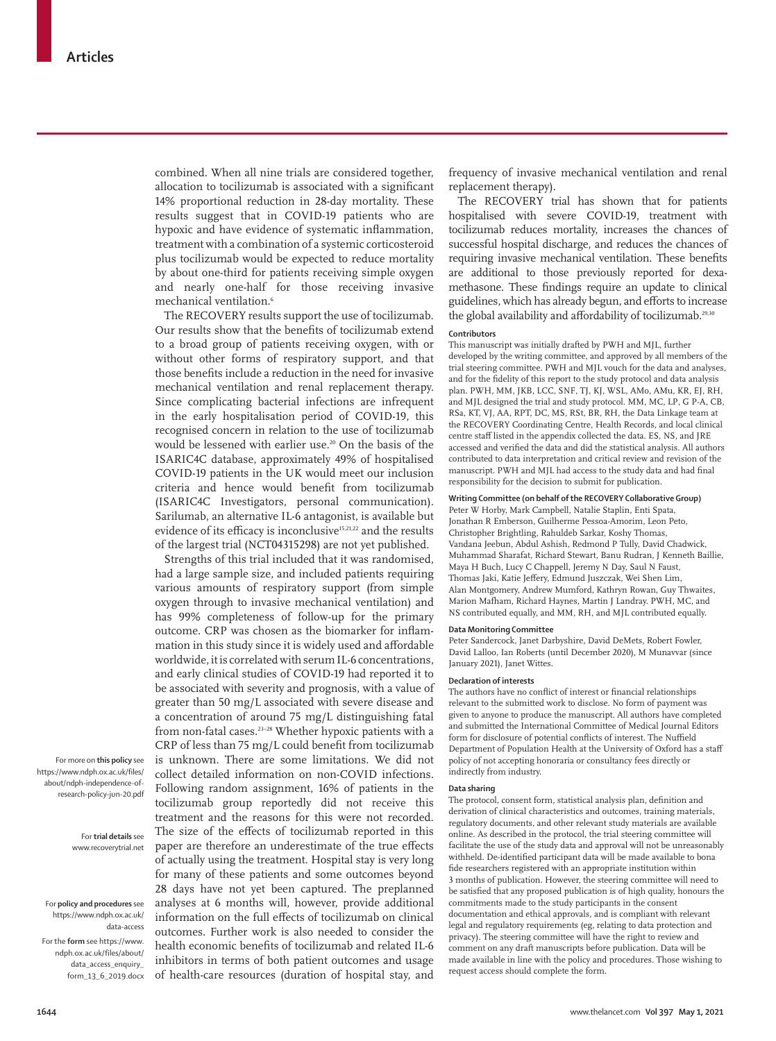combined. When all nine trials are considered together, allocation to tocilizumab is associated with a significant 14% proportional reduction in 28-day mortality. These results suggest that in COVID-19 patients who are hypoxic and have evidence of systematic inflammation, treatment with a combination of a systemic corticosteroid plus tocilizumab would be expected to reduce mortality by about one-third for patients receiving simple oxygen and nearly one-half for those receiving invasive mechanical ventilation.[6]

The RECOVERY results support the use of tocilizumab. Our results show that the benefits of tocilizumab extend to a broad group of patients receiving oxygen, with or without other forms of respiratory support, and that those benefits include a reduction in the need for invasive mechanical ventilation and renal replacement therapy. Since complicating bacterial infections are infrequent in the early hospitalisation period of COVID-19, this recognised concern in relation to the use of tocilizumab would be lessened with earlier use.[20] On the basis of the ISARIC4C database, approximately 49% of hospitalised COVID-19 patients in the UK would meet our inclusion criteria and hence would benefit from tocilizumab (ISARIC4C Investigators, personal communication). Sarilumab, an alternative IL-6 antagonist, is available but evidence of its efficacy is inconclusive[15,21,22] and the results of the largest trial (NCT04315298) are not yet published.

Strengths of this trial included that it was randomised, had a large sample size, and included patients requiring various amounts of respiratory support (from simple oxygen through to invasive mechanical ventilation) and has 99% completeness of follow-up for the primary outcome. CRP was chosen as the biomarker for inflammation in this study since it is widely used and affordable worldwide, it is correlated with serum IL-6 concentrations, and early clinical studies of COVID-19 had reported it to be associated with severity and prognosis, with a value of greater than 50 mg/L associated with severe disease and a concentration of around 75 mg/L distinguishing fatal from non-fatal cases.[23–28] Whether hypoxic patients with a CRP of less than 75 mg/L could benefit from tocilizumab is unknown. There are some limitations. We did not collect detailed information on non-COVID infections. Following random assignment, 16% of patients in the tocilizumab group reportedly did not receive this treatment and the reasons for this were not recorded. The size of the effects of tocilizumab reported in this paper are therefore an underestimate of the true effects of actually using the treatment. Hospital stay is very long for many of these patients and some outcomes beyond 28 days have not yet been captured. The preplanned analyses at 6 months will, however, provide additional information on the full effects of tocilizumab on clinical outcomes. Further work is also needed to consider the health economic benefits of tocilizumab and related IL-6 inhibitors in terms of both patient outcomes and usage of health-care resources (duration of hospital stay, and frequency of invasive mechanical ventilation and renal replacement therapy).

The RECOVERY trial has shown that for patients hospitalised with severe COVID-19, treatment with tocilizumab reduces mortality, increases the chances of successful hospital discharge, and reduces the chances of requiring invasive mechanical ventilation. These benefits are additional to those previously reported for dexamethasone. These findings require an update to clinical guidelines, which has already begun, and efforts to increase the global availability and affordability of tocilizumab.[29,30]

#### Contributors

This manuscript was initially drafted by PWH and MJL, further developed by the writing committee, and approved by all members of the trial steering committee. PWH and MJL vouch for the data and analyses, and for the fidelity of this report to the study protocol and data analysis plan. PWH, MM, JKB, LCC, SNF, TJ, KJ, WSL, AMo, AMu, KR, EJ, RH, and MJL designed the trial and study protocol. MM, MC, LP, G P-A, CB, RSa, KT, VJ, AA, RPT, DC, MS, RSt, BR, RH, the Data Linkage team at the RECOVERY Coordinating Centre, Health Records, and local clinical centre staff listed in the appendix collected the data. ES, NS, and JRE accessed and verified the data and did the statistical analysis. All authors contributed to data interpretation and critical review and revision of the manuscript. PWH and MJL had access to the study data and had final responsibility for the decision to submit for publication.

#### Writing Committee (on behalf of the RECOVERY Collaborative Group)

Peter W Horby, Mark Campbell, Natalie Staplin, Enti Spata, Jonathan R Emberson, Guilherme Pessoa-Amorim, Leon Peto, Christopher Brightling, Rahuldeb Sarkar, Koshy Thomas, Vandana Jeebun, Abdul Ashish, Redmond P Tully, David Chadwick, Muhammad Sharafat, Richard Stewart, Banu Rudran, J Kenneth Baillie, Maya H Buch, Lucy C Chappell, Jeremy N Day, Saul N Faust, Thomas Jaki, Katie Jeffery, Edmund Juszczak, Wei Shen Lim, Alan Montgomery, Andrew Mumford, Kathryn Rowan, Guy Thwaites, Marion Mafham, Richard Haynes, Martin J Landray. PWH, MC, and NS contributed equally, and MM, RH, and MJL contributed equally.

#### Data Monitoring Committee

Peter Sandercock, Janet Darbyshire, David DeMets, Robert Fowler, David Lalloo, Ian Roberts (until December 2020), M Munavvar (since January 2021), Janet Wittes.

#### Declaration of interests

The authors have no conflict of interest or financial relationships relevant to the submitted work to disclose. No form of payment was given to anyone to produce the manuscript. All authors have completed and submitted the International Committee of Medical Journal Editors form for disclosure of potential conflicts of interest. The Nuffield Department of Population Health at the University of Oxford has a staff policy of not accepting honoraria or consultancy fees directly or indirectly from industry.

For more on **this policy** see https://www.ndph.ox.ac.uk/files/about/ndph-independence-of-research-policy-jun-20.pdf

#### Data sharing

The protocol, consent form, statistical analysis plan, definition and derivation of clinical characteristics and outcomes, training materials, regulatory documents, and other relevant study materials are available online. As described in the protocol, the trial steering committee will facilitate the use of the study data and approval will not be unreasonably withheld. De-identified participant data will be made available to bona fide researchers registered with an appropriate institution within 3 months of publication. However, the steering committee will need to be satisfied that any proposed publication is of high quality, honours the commitments made to the study participants in the consent documentation and ethical approvals, and is compliant with relevant legal and regulatory requirements (eg, relating to data protection and privacy). The steering committee will have the right to review and comment on any draft manuscripts before publication. Data will be made available in line with the policy and procedures. Those wishing to request access should complete the form.

For **trial details** see www.recoverytrial.net

For **policy and procedures** see https://www.ndph.ox.ac.uk/data-access

For the **form** see https://www.ndph.ox.ac.uk/files/about/data_access_enquiry_form_13_6_2019.docx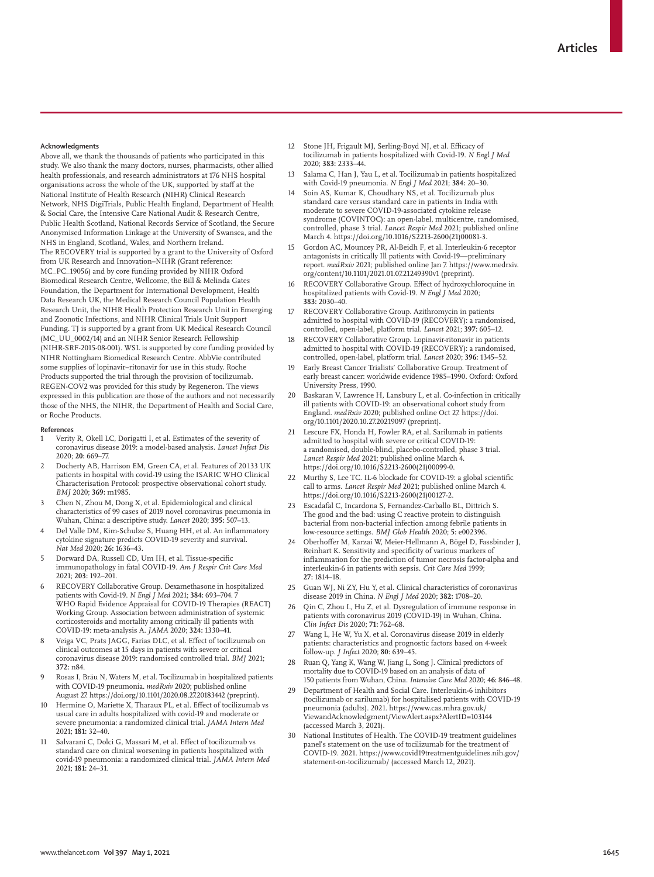### Acknowledgments

Above all, we thank the thousands of patients who participated in this study. We also thank the many doctors, nurses, pharmacists, other allied health professionals, and research administrators at 176 NHS hospital organisations across the whole of the UK, supported by staff at the National Institute of Health Research (NIHR) Clinical Research Network, NHS DigiTrials, Public Health England, Department of Health & Social Care, the Intensive Care National Audit & Research Centre, Public Health Scotland, National Records Service of Scotland, the Secure Anonymised Information Linkage at the University of Swansea, and the NHS in England, Scotland, Wales, and Northern Ireland.

The RECOVERY trial is supported by a grant to the University of Oxford from UK Research and Innovation–NIHR (Grant reference: MC_PC_19056) and by core funding provided by NIHR Oxford Biomedical Research Centre, Wellcome, the Bill & Melinda Gates Foundation, the Department for International Development, Health Data Research UK, the Medical Research Council Population Health Research Unit, the NIHR Health Protection Research Unit in Emerging and Zoonotic Infections, and NIHR Clinical Trials Unit Support Funding. TJ is supported by a grant from UK Medical Research Council (MC_UU_0002/14) and an NIHR Senior Research Fellowship (NIHR-SRF-2015-08-001). WSL is supported by core funding provided by NIHR Nottingham Biomedical Research Centre. AbbVie contributed some supplies of lopinavir–ritonavir for use in this study. Roche Products supported the trial through the provision of tocilizumab. REGEN-COV2 was provided for this study by Regeneron. The views expressed in this publication are those of the authors and not necessarily those of the NHS, the NIHR, the Department of Health and Social Care, or Roche Products.

### References

1. Verity R, Okell LC, Dorigatti I, et al. Estimates of the severity of coronavirus disease 2019: a model-based analysis. *Lancet Infect Dis* 2020; **20:** 669–77.
2. Docherty AB, Harrison EM, Green CA, et al. Features of 20133 UK patients in hospital with covid-19 using the ISARIC WHO Clinical Characterisation Protocol: prospective observational cohort study. *BMJ* 2020; **369:** m1985.
3. Chen N, Zhou M, Dong X, et al. Epidemiological and clinical characteristics of 99 cases of 2019 novel coronavirus pneumonia in Wuhan, China: a descriptive study. *Lancet* 2020; **395:** 507–13.
4. Del Valle DM, Kim-Schulze S, Huang HH, et al. An inflammatory cytokine signature predicts COVID-19 severity and survival. *Nat Med* 2020; **26:** 1636–43.
5. Dorward DA, Russell CD, Um IH, et al. Tissue-specific immunopathology in fatal COVID-19. *Am J Respir Crit Care Med* 2021; **203:** 192–201.
6. RECOVERY Collaborative Group. Dexamethasone in hospitalized patients with Covid-19. *N Engl J Med* 2021; **384:** 693–704.
7. WHO Rapid Evidence Appraisal for COVID-19 Therapies (REACT) Working Group. Association between administration of systemic corticosteroids and mortality among critically ill patients with COVID-19: meta-analysis A. *JAMA* 2020; **324:** 1330–41.
8. Veiga VC, Prats JAGG, Farias DLC, et al. Effect of tocilizumab on clinical outcomes at 15 days in patients with severe or critical coronavirus disease 2019: randomised controlled trial. *BMJ* 2021; **372:** n84.
9. Rosas I, Bräu N, Waters M, et al. Tocilizumab in hospitalized patients with COVID-19 pneumonia. *medRxiv* 2020; published online August 27. https://doi.org/10.1101/2020.08.27.20183442 (preprint).
10. Hermine O, Mariette X, Tharaux PL, et al. Effect of tocilizumab vs usual care in adults hospitalized with covid-19 and moderate or severe pneumonia: a randomized clinical trial. *JAMA Intern Med* 2021; **181:** 32–40.
11. Salvarani C, Dolci G, Massari M, et al. Effect of tocilizumab vs standard care on clinical worsening in patients hospitalized with covid-19 pneumonia: a randomized clinical trial. *JAMA Intern Med* 2021; **181:** 24–31.
12. Stone JH, Frigault MJ, Serling-Boyd NJ, et al. Efficacy of tocilizumab in patients hospitalized with Covid-19. *N Engl J Med* 2020; **383:** 2333–44.
13. Salama C, Han J, Yau L, et al. Tocilizumab in patients hospitalized with Covid-19 pneumonia. *N Engl J Med* 2021; **384:** 20–30.
14. Soin AS, Kumar K, Choudhary NS, et al. Tocilizumab plus standard care versus standard care in patients in India with moderate to severe COVID-19-associated cytokine release syndrome (COVINTOC): an open-label, multicentre, randomised, controlled, phase 3 trial. *Lancet Respir Med* 2021; published online March 4. https://doi.org/10.1016/S2213-2600(21)00081-3.
15. Gordon AC, Mouncey PR, Al-Beidh F, et al. Interleukin-6 receptor antagonists in critically Ill patients with Covid-19—preliminary report. *medRxiv* 2021; published online Jan 7. https://www.medrxiv.org/content/10.1101/2021.01.07.21249390v1 (preprint).
16. RECOVERY Collaborative Group. Effect of hydroxychloroquine in hospitalized patients with Covid-19. *N Engl J Med* 2020; **383:** 2030–40.
17. RECOVERY Collaborative Group. Azithromycin in patients admitted to hospital with COVID-19 (RECOVERY): a randomised, controlled, open-label, platform trial. *Lancet* 2021; **397:** 605–12.
18. RECOVERY Collaborative Group. Lopinavir-ritonavir in patients admitted to hospital with COVID-19 (RECOVERY): a randomised, controlled, open-label, platform trial. *Lancet* 2020; **396:** 1345–52.
19. Early Breast Cancer Trialists' Collaborative Group. Treatment of early breast cancer: worldwide evidence 1985–1990. Oxford: Oxford University Press, 1990.
20. Baskaran V, Lawrence H, Lansbury L, et al. Co-infection in critically ill patients with COVID-19: an observational cohort study from England. *medRxiv* 2020; published online Oct 27. https://doi.org/10.1101/2020.10.27.20219097 (preprint).
21. Lescure FX, Honda H, Fowler RA, et al. Sarilumab in patients admitted to hospital with severe or critical COVID-19: a randomised, double-blind, placebo-controlled, phase 3 trial. *Lancet Respir Med* 2021; published online March 4. https://doi.org/10.1016/S2213-2600(21)00099-0.
22. Murthy S, Lee TC. IL-6 blockade for COVID-19: a global scientific call to arms. *Lancet Respir Med* 2021; published online March 4. https://doi.org/10.1016/S2213-2600(21)00127-2.
23. Escadafal C, Incardona S, Fernandez-Carballo BL, Dittrich S. The good and the bad: using C reactive protein to distinguish bacterial from non-bacterial infection among febrile patients in low-resource settings. *BMJ Glob Health* 2020; **5:** e002396.
24. Oberhoffer M, Karzai W, Meier-Hellmann A, Bögel D, Fassbinder J, Reinhart K. Sensitivity and specificity of various markers of inflammation for the prediction of tumor necrosis factor-alpha and interleukin-6 in patients with sepsis. *Crit Care Med* 1999; **27:** 1814–18.
25. Guan WJ, Ni ZY, Hu Y, et al. Clinical characteristics of coronavirus disease 2019 in China. *N Engl J Med* 2020; **382:** 1708–20.
26. Qin C, Zhou L, Hu Z, et al. Dysregulation of immune response in patients with coronavirus 2019 (COVID-19) in Wuhan, China. *Clin Infect Dis* 2020; **71:** 762–68.
27. Wang L, He W, Yu X, et al. Coronavirus disease 2019 in elderly patients: characteristics and prognostic factors based on 4-week follow-up. *J Infect* 2020; **80:** 639–45.
28. Ruan Q, Yang K, Wang W, Jiang L, Song J. Clinical predictors of mortality due to COVID-19 based on an analysis of data of 150 patients from Wuhan, China. *Intensive Care Med* 2020; **46:** 846–48.
29. Department of Health and Social Care. Interleukin-6 inhibitors (tocilizumab or sarilumab) for hospitalised patients with COVID-19 pneumonia (adults). 2021. https://www.cas.mhra.gov.uk/ViewandAcknowledgment/ViewAlert.aspx?AlertID=103144 (accessed March 3, 2021).
30. National Institutes of Health. The COVID-19 treatment guidelines panel's statement on the use of tocilizumab for the treatment of COVID-19. 2021. https://www.covid19treatmentguidelines.nih.gov/statement-on-tocilizumab/ (accessed March 12, 2021).